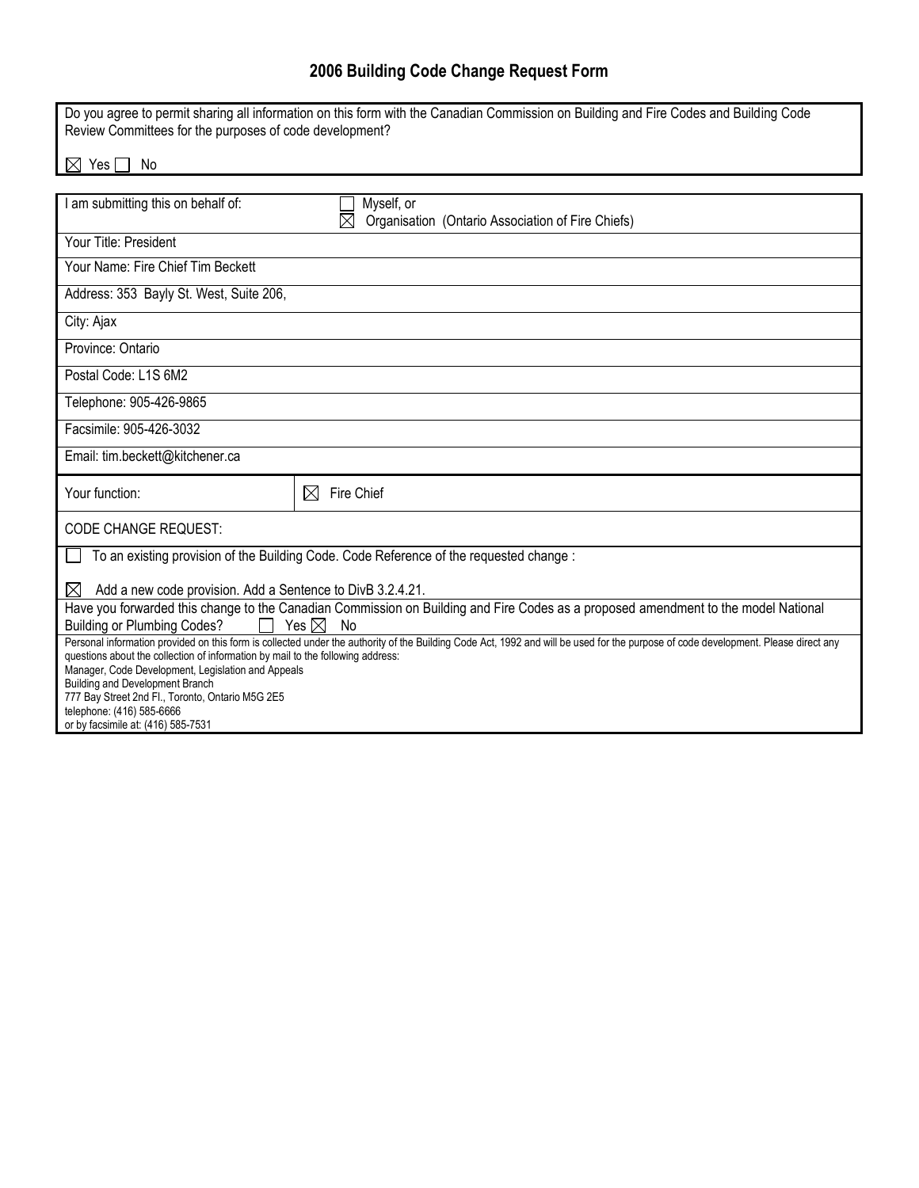# 2006 Building Code Change Request Form

Do you agree to permit sharing all information on this form with the Canadian Commission on Building and Fire Codes and Building Code Review Committees for the purposes of code development?

☒ Yes ☐ No

| | |
|---|---|
| I am submitting this on behalf of: | ☐ Myself, or<br>☒ Organisation (Ontario Association of Fire Chiefs) |
| Your Title: President | |
| Your Name: Fire Chief Tim Beckett | |
| Address: 353 Bayly St. West, Suite 206, | |
| City: Ajax | |
| Province: Ontario | |
| Postal Code: L1S 6M2 | |
| Telephone: 905-426-9865 | |
| Facsimile: 905-426-3032 | |
| Email: tim.beckett@kitchener.ca | |
| Your function: | ☒ Fire Chief |

CODE CHANGE REQUEST:

☐ To an existing provision of the Building Code. Code Reference of the requested change :

☒ Add a new code provision. Add a Sentence to DivB 3.2.4.21.

Have you forwarded this change to the Canadian Commission on Building and Fire Codes as a proposed amendment to the model National Building or Plumbing Codes? ☐ Yes ☒ No

Personal information provided on this form is collected under the authority of the Building Code Act, 1992 and will be used for the purpose of code development. Please direct any questions about the collection of information by mail to the following address:
Manager, Code Development, Legislation and Appeals
Building and Development Branch
777 Bay Street 2nd Fl., Toronto, Ontario M5G 2E5
telephone: (416) 585-6666
or by facsimile at: (416) 585-7531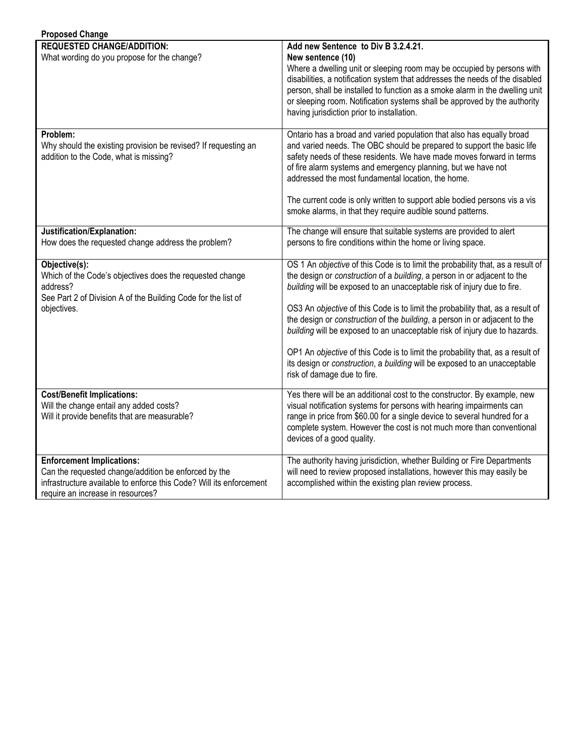**Proposed Change**

| **REQUESTED CHANGE/ADDITION:**<br>What wording do you propose for the change? | **Add new Sentence to Div B 3.2.4.21.**<br>**New sentence (10)**<br>Where a dwelling unit or sleeping room may be occupied by persons with disabilities, a notification system that addresses the needs of the disabled person, shall be installed to function as a smoke alarm in the dwelling unit or sleeping room. Notification systems shall be approved by the authority having jurisdiction prior to installation. |
|---|---|
| **Problem:**<br>Why should the existing provision be revised? If requesting an addition to the Code, what is missing? | Ontario has a broad and varied population that also has equally broad and varied needs. The OBC should be prepared to support the basic life safety needs of these residents. We have made moves forward in terms of fire alarm systems and emergency planning, but we have not addressed the most fundamental location, the home.<br><br>The current code is only written to support able bodied persons vis a vis smoke alarms, in that they require audible sound patterns. |
| **Justification/Explanation:**<br>How does the requested change address the problem? | The change will ensure that suitable systems are provided to alert persons to fire conditions within the home or living space. |
| **Objective(s):**<br>Which of the Code's objectives does the requested change address?<br>See Part 2 of Division A of the Building Code for the list of objectives. | OS 1 An *objective* of this Code is to limit the probability that, as a result of the design or *construction* of a *building*, a person in or adjacent to the *building* will be exposed to an unacceptable risk of injury due to fire.<br><br>OS3 An *objective* of this Code is to limit the probability that, as a result of the design or *construction* of the *building*, a person in or adjacent to the *building* will be exposed to an unacceptable risk of injury due to hazards.<br><br>OP1 An *objective* of this Code is to limit the probability that, as a result of its design or *construction*, a *building* will be exposed to an unacceptable risk of damage due to fire. |
| **Cost/Benefit Implications:**<br>Will the change entail any added costs?<br>Will it provide benefits that are measurable? | Yes there will be an additional cost to the constructor. By example, new visual notification systems for persons with hearing impairments can range in price from $60.00 for a single device to several hundred for a complete system. However the cost is not much more than conventional devices of a good quality. |
| **Enforcement Implications:**<br>Can the requested change/addition be enforced by the infrastructure available to enforce this Code? Will its enforcement require an increase in resources? | The authority having jurisdiction, whether Building or Fire Departments will need to review proposed installations, however this may easily be accomplished within the existing plan review process. |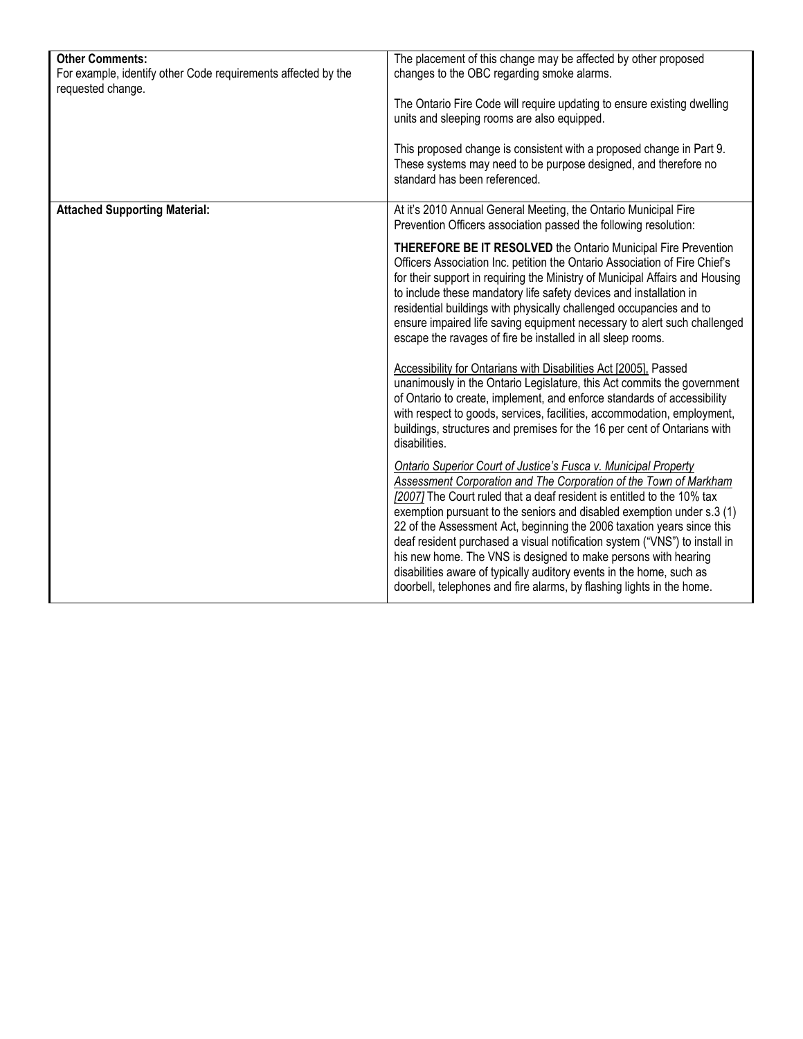| | |
|---|---|
| **Other Comments:**<br>For example, identify other Code requirements affected by the requested change. | The placement of this change may be affected by other proposed changes to the OBC regarding smoke alarms.<br><br>The Ontario Fire Code will require updating to ensure existing dwelling units and sleeping rooms are also equipped.<br><br>This proposed change is consistent with a proposed change in Part 9. These systems may need to be purpose designed, and therefore no standard has been referenced. |
| **Attached Supporting Material:** | At it's 2010 Annual General Meeting, the Ontario Municipal Fire Prevention Officers association passed the following resolution:<br><br>**THEREFORE BE IT RESOLVED** the Ontario Municipal Fire Prevention Officers Association Inc. petition the Ontario Association of Fire Chief's for their support in requiring the Ministry of Municipal Affairs and Housing to include these mandatory life safety devices and installation in residential buildings with physically challenged occupancies and to ensure impaired life saving equipment necessary to alert such challenged escape the ravages of fire be installed in all sleep rooms.<br><br><u>Accessibility for Ontarians with Disabilities Act [2005],</u> Passed unanimously in the Ontario Legislature, this Act commits the government of Ontario to create, implement, and enforce standards of accessibility with respect to goods, services, facilities, accommodation, employment, buildings, structures and premises for the 16 per cent of Ontarians with disabilities.<br><br>*<u>Ontario Superior Court of Justice's Fusca v. Municipal Property Assessment Corporation and The Corporation of the Town of Markham [2007]</u>* The Court ruled that a deaf resident is entitled to the 10% tax exemption pursuant to the seniors and disabled exemption under s.3 (1) 22 of the Assessment Act, beginning the 2006 taxation years since this deaf resident purchased a visual notification system ("VNS") to install in his new home. The VNS is designed to make persons with hearing disabilities aware of typically auditory events in the home, such as doorbell, telephones and fire alarms, by flashing lights in the home. |